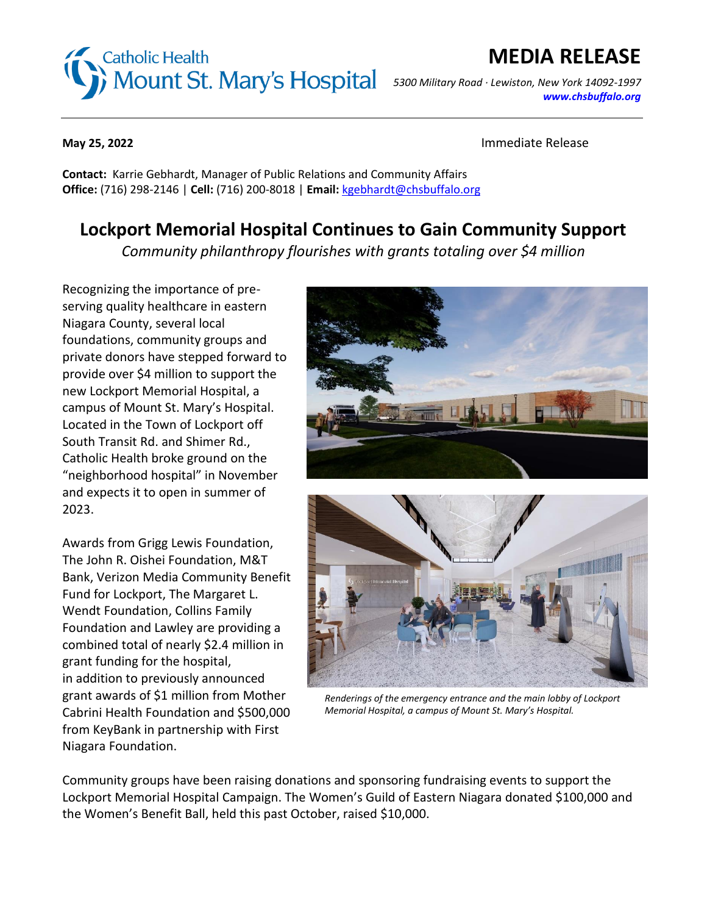Catholic Health
Mount St. Mary's Hospital

# MEDIA RELEASE

*5300 Military Road · Lewiston, New York 14092-1997*
***www.chsbuffalo.org***

**May 25, 2022** Immediate Release

**Contact:** Karrie Gebhardt, Manager of Public Relations and Community Affairs
**Office:** (716) 298-2146 | **Cell:** (716) 200-8018 | **Email:** kgebhardt@chsbuffalo.org

## Lockport Memorial Hospital Continues to Gain Community Support

*Community philanthropy flourishes with grants totaling over $4 million*

Recognizing the importance of preserving quality healthcare in eastern Niagara County, several local foundations, community groups and private donors have stepped forward to provide over $4 million to support the new Lockport Memorial Hospital, a campus of Mount St. Mary's Hospital. Located in the Town of Lockport off South Transit Rd. and Shimer Rd., Catholic Health broke ground on the "neighborhood hospital" in November and expects it to open in summer of 2023.

*Renderings of the emergency entrance and the main lobby of Lockport Memorial Hospital, a campus of Mount St. Mary's Hospital.*

Awards from Grigg Lewis Foundation, The John R. Oishei Foundation, M&T Bank, Verizon Media Community Benefit Fund for Lockport, The Margaret L. Wendt Foundation, Collins Family Foundation and Lawley are providing a combined total of nearly $2.4 million in grant funding for the hospital, in addition to previously announced grant awards of $1 million from Mother Cabrini Health Foundation and $500,000 from KeyBank in partnership with First Niagara Foundation.

Community groups have been raising donations and sponsoring fundraising events to support the Lockport Memorial Hospital Campaign. The Women's Guild of Eastern Niagara donated $100,000 and the Women's Benefit Ball, held this past October, raised $10,000.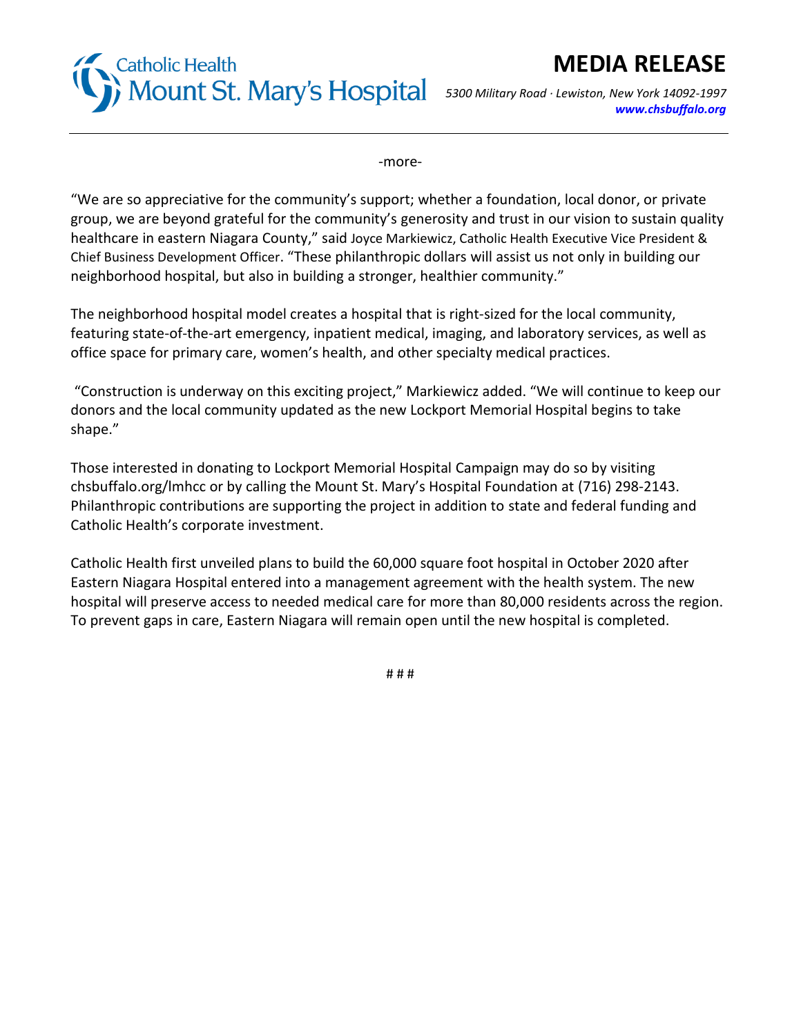-more-

"We are so appreciative for the community's support; whether a foundation, local donor, or private group, we are beyond grateful for the community's generosity and trust in our vision to sustain quality healthcare in eastern Niagara County," said Joyce Markiewicz, Catholic Health Executive Vice President & Chief Business Development Officer. "These philanthropic dollars will assist us not only in building our neighborhood hospital, but also in building a stronger, healthier community."

The neighborhood hospital model creates a hospital that is right-sized for the local community, featuring state-of-the-art emergency, inpatient medical, imaging, and laboratory services, as well as office space for primary care, women's health, and other specialty medical practices.

"Construction is underway on this exciting project," Markiewicz added. "We will continue to keep our donors and the local community updated as the new Lockport Memorial Hospital begins to take shape."

Those interested in donating to Lockport Memorial Hospital Campaign may do so by visiting chsbuffalo.org/lmhcc or by calling the Mount St. Mary's Hospital Foundation at (716) 298-2143. Philanthropic contributions are supporting the project in addition to state and federal funding and Catholic Health's corporate investment.

Catholic Health first unveiled plans to build the 60,000 square foot hospital in October 2020 after Eastern Niagara Hospital entered into a management agreement with the health system. The new hospital will preserve access to needed medical care for more than 80,000 residents across the region. To prevent gaps in care, Eastern Niagara will remain open until the new hospital is completed.

# # #